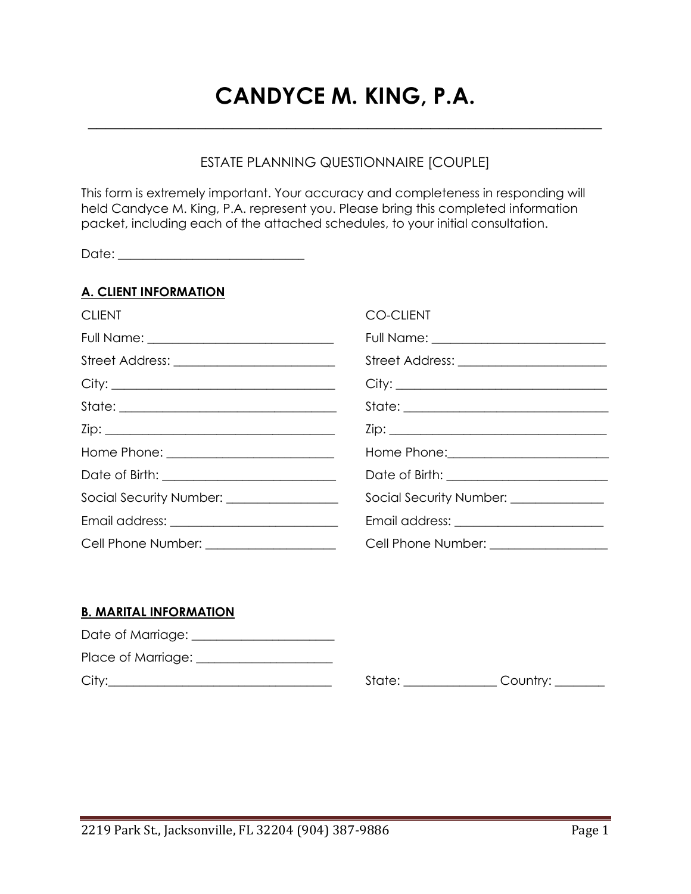# CANDYCE M. KING, P.A.

---

ESTATE PLANNING QUESTIONNAIRE [COUPLE]

This form is extremely important. Your accuracy and completeness in responding will held Candyce M. King, P.A. represent you. Please bring this completed information packet, including each of the attached schedules, to your initial consultation.

Date: ____________________________

**A. CLIENT INFORMATION**

CLIENT

Full Name: ____________________________

Street Address: ________________________

City: _________________________________

State: ________________________________

Zip: __________________________________

Home Phone: ___________________________

Date of Birth: __________________________

Social Security Number: _________________

Email address: _________________________

Cell Phone Number: _____________________

CO-CLIENT

Full Name: ____________________________

Street Address: ________________________

City: _________________________________

State: ________________________________

Zip: __________________________________

Home Phone: ___________________________

Date of Birth: __________________________

Social Security Number: _________________

Email address: _________________________

Cell Phone Number: _____________________

**B. MARITAL INFORMATION**

Date of Marriage: ______________________

Place of Marriage: ______________________

City: _________________________________ State: ______________ Country: ________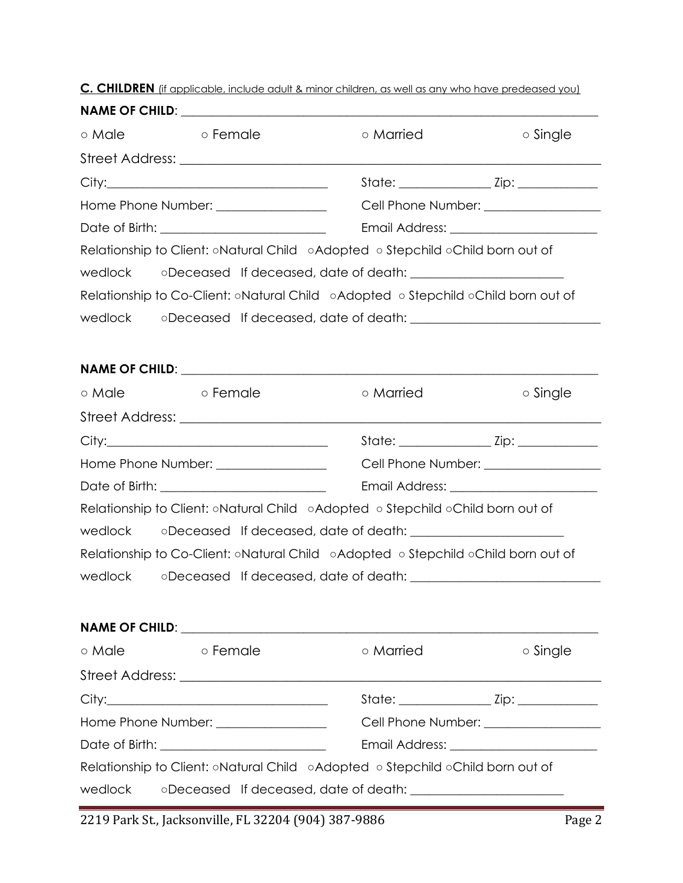**C. CHILDREN** (if applicable, include adult & minor children, as well as any who have predeased you)

**NAME OF CHILD**: ___________________________________________________________________

○ Male ○ Female ○ Married ○ Single

Street Address: _______________________________________________________________

City:_________________________________ State: ______________ Zip: ____________

Home Phone Number: _________________ Cell Phone Number: __________________

Date of Birth: __________________________ Email Address: _______________________

Relationship to Client: ○Natural Child ○Adopted ○ Stepchild ○Child born out of wedlock ○Deceased If deceased, date of death: _______________________

Relationship to Co-Client: ○Natural Child ○Adopted ○ Stepchild ○Child born out of wedlock ○Deceased If deceased, date of death: ____________________________

**NAME OF CHILD**: ___________________________________________________________________

○ Male ○ Female ○ Married ○ Single

Street Address: _______________________________________________________________

City:_________________________________ State: ______________ Zip: ____________

Home Phone Number: _________________ Cell Phone Number: __________________

Date of Birth: __________________________ Email Address: _______________________

Relationship to Client: ○Natural Child ○Adopted ○ Stepchild ○Child born out of wedlock ○Deceased If deceased, date of death: _______________________

Relationship to Co-Client: ○Natural Child ○Adopted ○ Stepchild ○Child born out of wedlock ○Deceased If deceased, date of death: ____________________________

**NAME OF CHILD**: ___________________________________________________________________

○ Male ○ Female ○ Married ○ Single

Street Address: _______________________________________________________________

City:_________________________________ State: ______________ Zip: ____________

Home Phone Number: _________________ Cell Phone Number: __________________

Date of Birth: __________________________ Email Address: _______________________

Relationship to Client: ○Natural Child ○Adopted ○ Stepchild ○Child born out of wedlock ○Deceased If deceased, date of death: _______________________

2219 Park St., Jacksonville, FL 32204 (904) 387-9886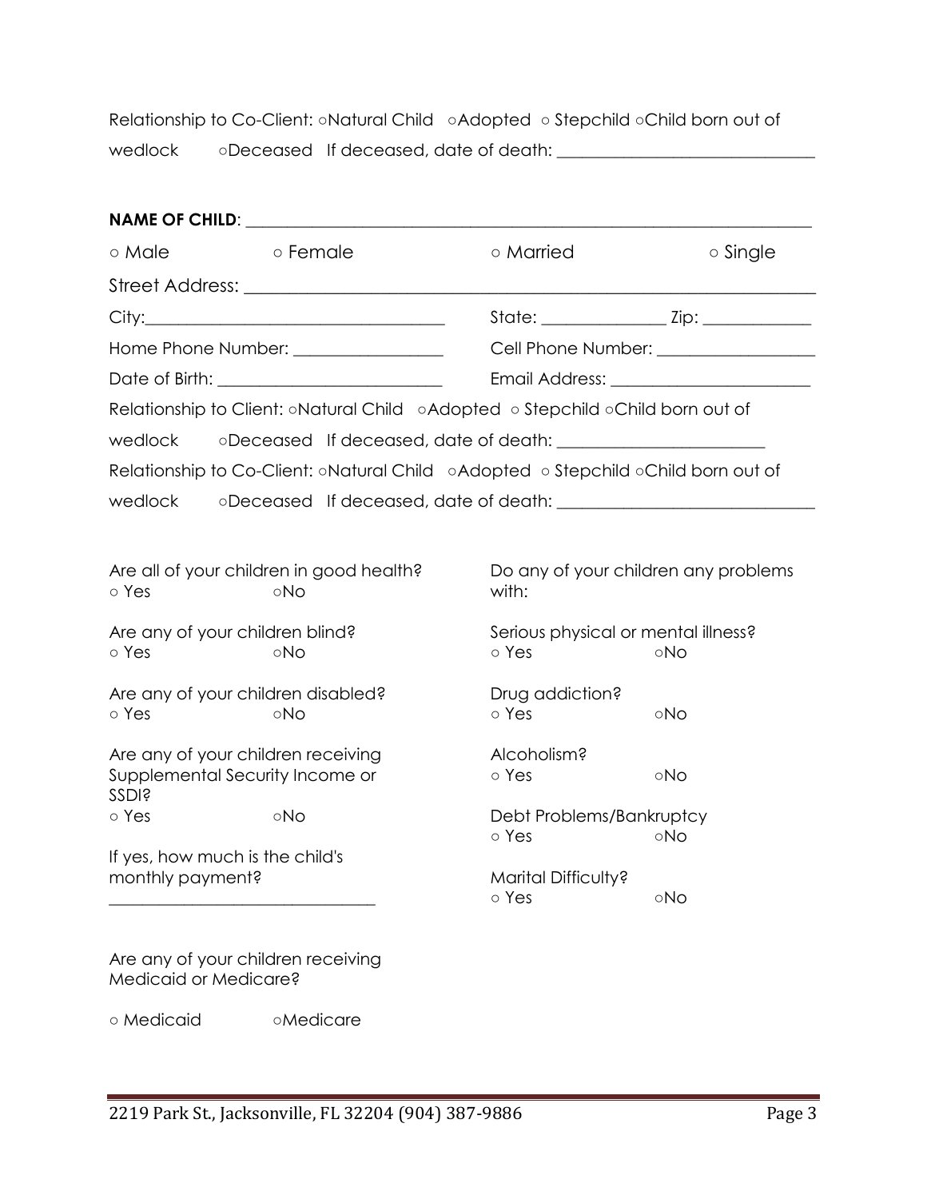Relationship to Co-Client: ○Natural Child ○Adopted ○ Stepchild ○Child born out of wedlock ○Deceased If deceased, date of death: ______________________________

**NAME OF CHILD**: ____________________________________________________________

○ Male ○ Female ○ Married ○ Single

Street Address: ____________________________________________________________

City: ___________________________________ State: _______________ Zip: _____________

Home Phone Number: _________________ Cell Phone Number: ___________________

Date of Birth: __________________________ Email Address: _______________________

Relationship to Client: ○Natural Child ○Adopted ○ Stepchild ○Child born out of wedlock ○Deceased If deceased, date of death: ________________________

Relationship to Co-Client: ○Natural Child ○Adopted ○ Stepchild ○Child born out of wedlock ○Deceased If deceased, date of death: ______________________________

Are all of your children in good health?
○ Yes ○No

Are any of your children blind?
○ Yes ○No

Are any of your children disabled?
○ Yes ○No

Are any of your children receiving Supplemental Security Income or SSDI?
○ Yes ○No

If yes, how much is the child's monthly payment?
_______________________________

Are any of your children receiving Medicaid or Medicare?

○ Medicaid ○Medicare

Do any of your children any problems with:

Serious physical or mental illness?
○ Yes ○No

Drug addiction?
○ Yes ○No

Alcoholism?
○ Yes ○No

Debt Problems/Bankruptcy
○ Yes ○No

Marital Difficulty?
○ Yes ○No

2219 Park St., Jacksonville, FL 32204 (904) 387-9886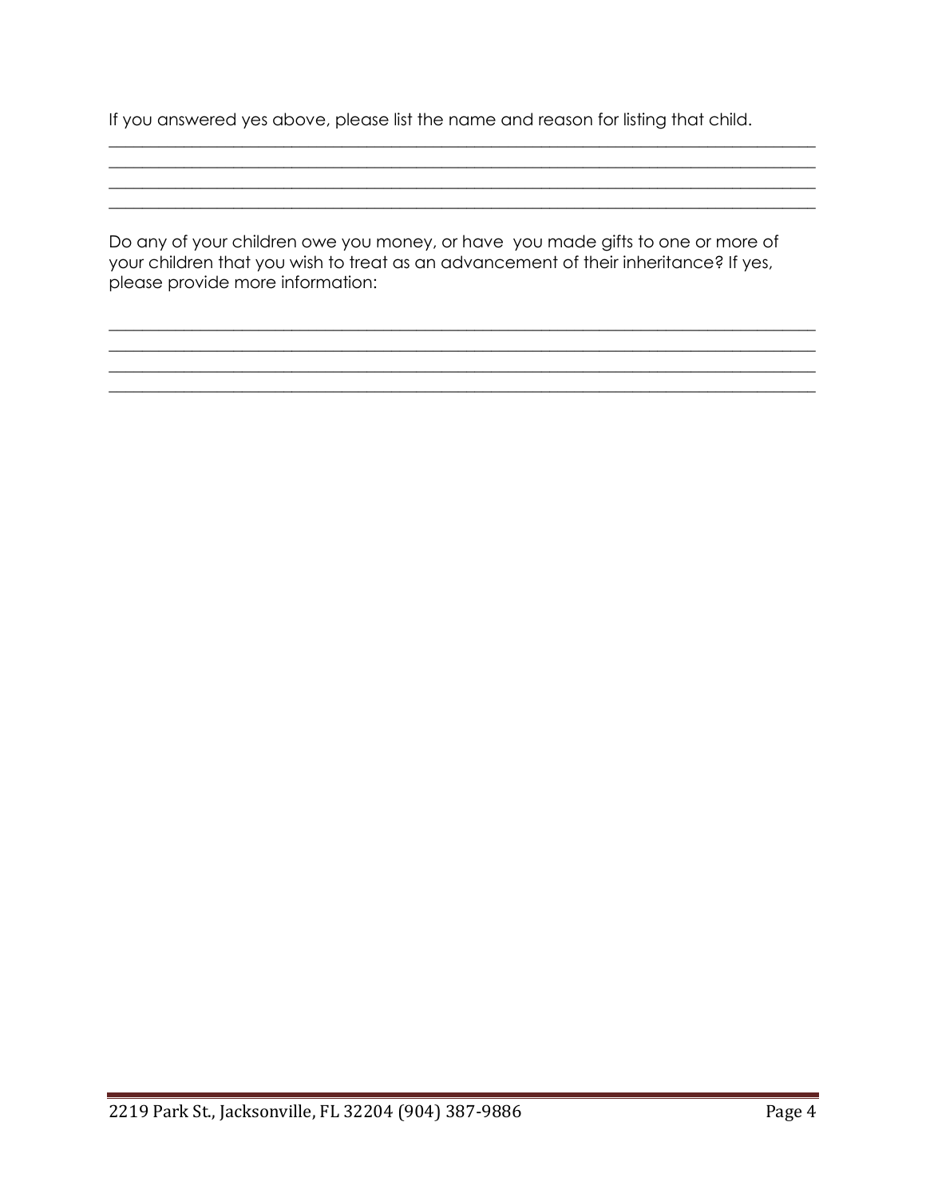If you answered yes above, please list the name and reason for listing that child.

\_\_\_\_\_\_\_\_\_\_\_\_\_\_\_\_\_\_\_\_\_\_\_\_\_\_\_\_\_\_\_\_\_\_\_\_\_\_\_\_\_\_\_\_\_\_\_\_\_\_\_\_\_\_\_\_\_\_\_\_\_\_\_\_\_\_\_\_\_\_\_\_\_\_\_\_\_\_\_\_\_\_
\_\_\_\_\_\_\_\_\_\_\_\_\_\_\_\_\_\_\_\_\_\_\_\_\_\_\_\_\_\_\_\_\_\_\_\_\_\_\_\_\_\_\_\_\_\_\_\_\_\_\_\_\_\_\_\_\_\_\_\_\_\_\_\_\_\_\_\_\_\_\_\_\_\_\_\_\_\_\_\_\_\_
\_\_\_\_\_\_\_\_\_\_\_\_\_\_\_\_\_\_\_\_\_\_\_\_\_\_\_\_\_\_\_\_\_\_\_\_\_\_\_\_\_\_\_\_\_\_\_\_\_\_\_\_\_\_\_\_\_\_\_\_\_\_\_\_\_\_\_\_\_\_\_\_\_\_\_\_\_\_\_\_\_\_
\_\_\_\_\_\_\_\_\_\_\_\_\_\_\_\_\_\_\_\_\_\_\_\_\_\_\_\_\_\_\_\_\_\_\_\_\_\_\_\_\_\_\_\_\_\_\_\_\_\_\_\_\_\_\_\_\_\_\_\_\_\_\_\_\_\_\_\_\_\_\_\_\_\_\_\_\_\_\_\_\_\_

Do any of your children owe you money, or have you made gifts to one or more of your children that you wish to treat as an advancement of their inheritance? If yes, please provide more information:

\_\_\_\_\_\_\_\_\_\_\_\_\_\_\_\_\_\_\_\_\_\_\_\_\_\_\_\_\_\_\_\_\_\_\_\_\_\_\_\_\_\_\_\_\_\_\_\_\_\_\_\_\_\_\_\_\_\_\_\_\_\_\_\_\_\_\_\_\_\_\_\_\_\_\_\_\_\_\_\_\_\_
\_\_\_\_\_\_\_\_\_\_\_\_\_\_\_\_\_\_\_\_\_\_\_\_\_\_\_\_\_\_\_\_\_\_\_\_\_\_\_\_\_\_\_\_\_\_\_\_\_\_\_\_\_\_\_\_\_\_\_\_\_\_\_\_\_\_\_\_\_\_\_\_\_\_\_\_\_\_\_\_\_\_
\_\_\_\_\_\_\_\_\_\_\_\_\_\_\_\_\_\_\_\_\_\_\_\_\_\_\_\_\_\_\_\_\_\_\_\_\_\_\_\_\_\_\_\_\_\_\_\_\_\_\_\_\_\_\_\_\_\_\_\_\_\_\_\_\_\_\_\_\_\_\_\_\_\_\_\_\_\_\_\_\_\_
\_\_\_\_\_\_\_\_\_\_\_\_\_\_\_\_\_\_\_\_\_\_\_\_\_\_\_\_\_\_\_\_\_\_\_\_\_\_\_\_\_\_\_\_\_\_\_\_\_\_\_\_\_\_\_\_\_\_\_\_\_\_\_\_\_\_\_\_\_\_\_\_\_\_\_\_\_\_\_\_\_\_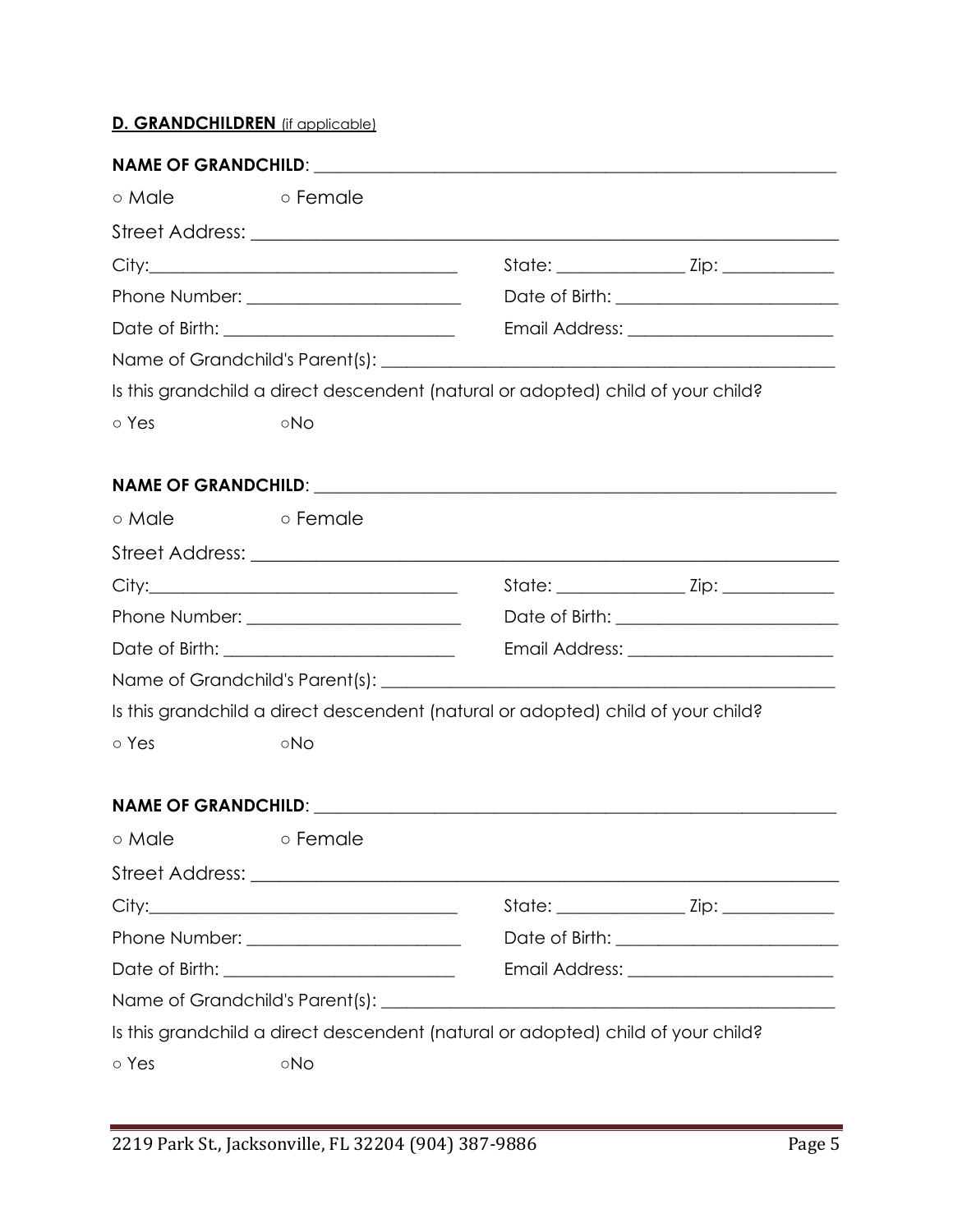**D. GRANDCHILDREN** (if applicable)

**NAME OF GRANDCHILD**: ___________________________________________

○ Male ○ Female

Street Address: ___________________________________________

City:______________________________ State: _____________ Zip: ___________

Phone Number: ______________________ Date of Birth: ______________________

Date of Birth: ______________________ Email Address: ______________________

Name of Grandchild's Parent(s): ___________________________________________

Is this grandchild a direct descendent (natural or adopted) child of your child?

○ Yes ○No

**NAME OF GRANDCHILD**: ___________________________________________

○ Male ○ Female

Street Address: ___________________________________________

City:______________________________ State: _____________ Zip: ___________

Phone Number: ______________________ Date of Birth: ______________________

Date of Birth: ______________________ Email Address: ______________________

Name of Grandchild's Parent(s): ___________________________________________

Is this grandchild a direct descendent (natural or adopted) child of your child?

○ Yes ○No

**NAME OF GRANDCHILD**: ___________________________________________

○ Male ○ Female

Street Address: ___________________________________________

City:______________________________ State: _____________ Zip: ___________

Phone Number: ______________________ Date of Birth: ______________________

Date of Birth: ______________________ Email Address: ______________________

Name of Grandchild's Parent(s): ___________________________________________

Is this grandchild a direct descendent (natural or adopted) child of your child?

○ Yes ○No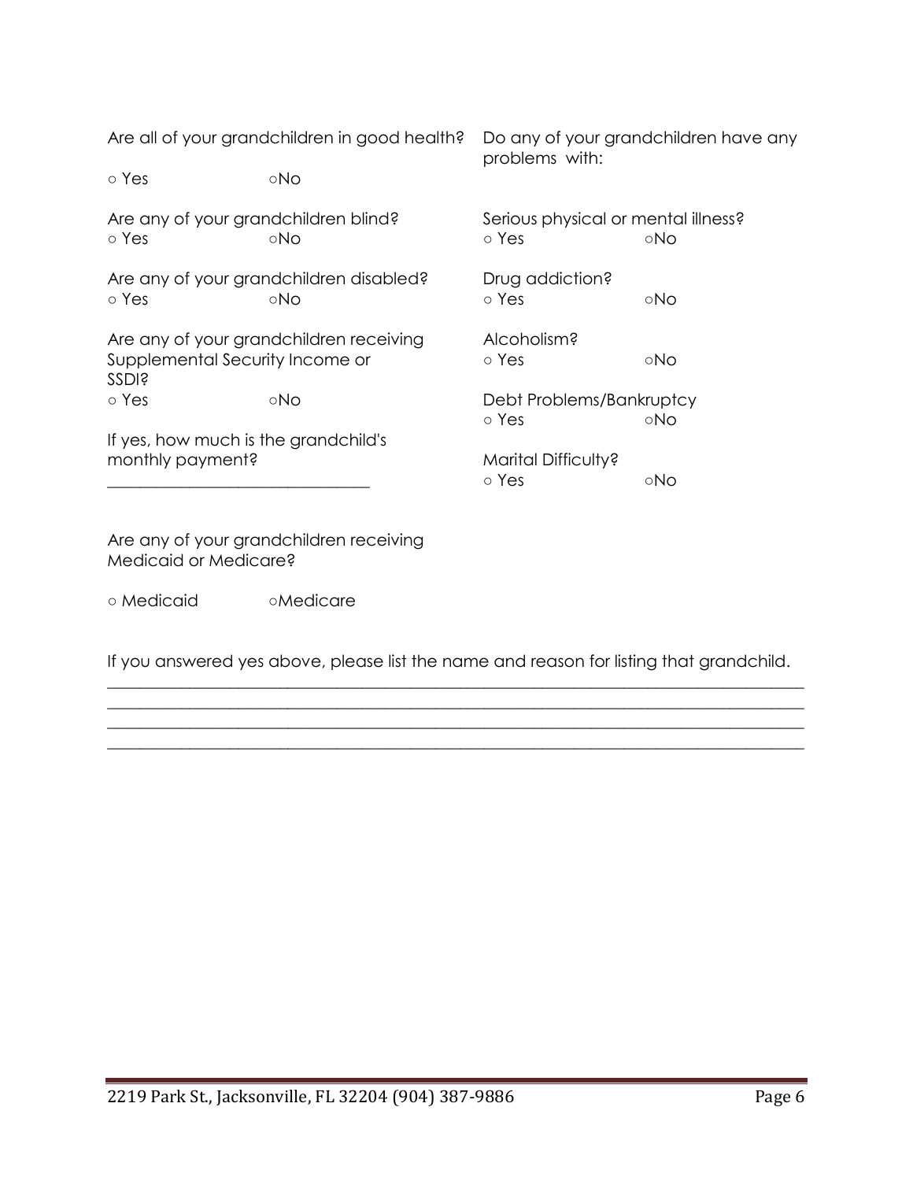Are all of your grandchildren in good health?

○ Yes ○No

Are any of your grandchildren blind?
○ Yes ○No

Are any of your grandchildren disabled?
○ Yes ○No

Are any of your grandchildren receiving Supplemental Security Income or SSDI?
○ Yes ○No

If yes, how much is the grandchild's monthly payment?
_______________________________

Do any of your grandchildren have any problems with:

Serious physical or mental illness?
○ Yes ○No

Drug addiction?
○ Yes ○No

Alcoholism?
○ Yes ○No

Debt Problems/Bankruptcy
○ Yes ○No

Marital Difficulty?
○ Yes ○No

Are any of your grandchildren receiving Medicaid or Medicare?

○ Medicaid ○Medicare

If you answered yes above, please list the name and reason for listing that grandchild.
_______________________________________________________________________________
_______________________________________________________________________________
_______________________________________________________________________________
_______________________________________________________________________________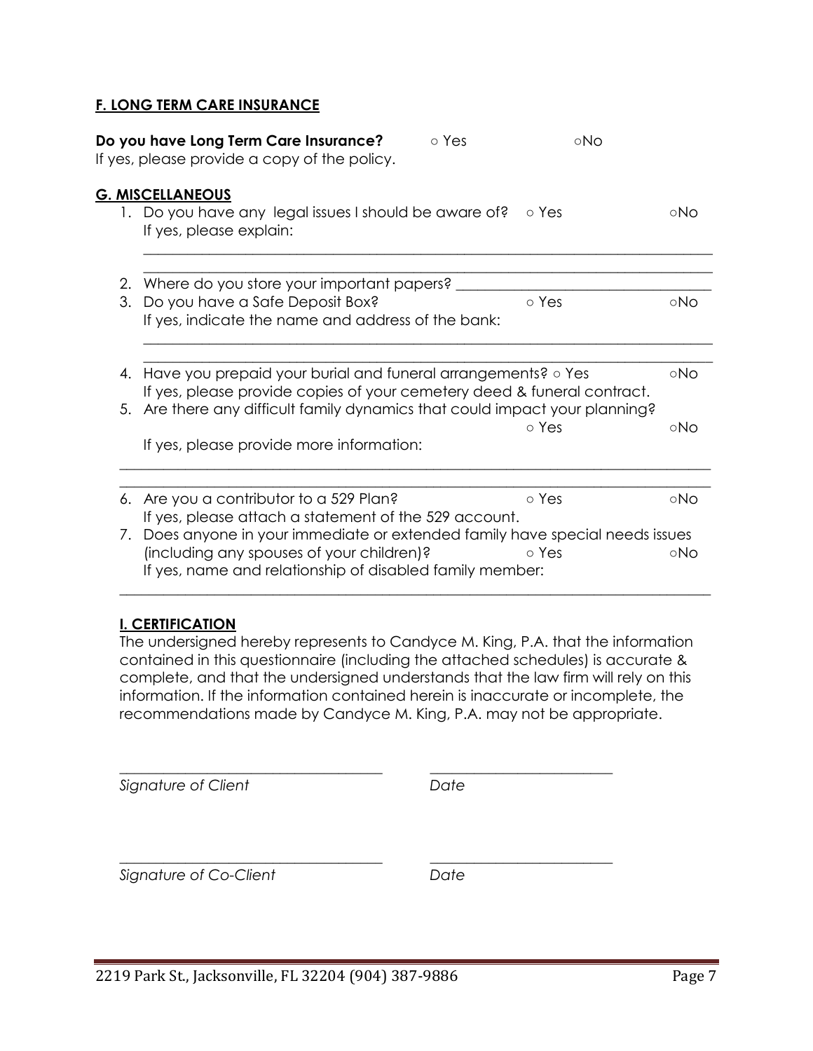## F. LONG TERM CARE INSURANCE

**Do you have Long Term Care Insurance?** ○ Yes ○No
If yes, please provide a copy of the policy.

## G. MISCELLANEOUS

1. Do you have any legal issues I should be aware of? ○ Yes ○No
   If yes, please explain:
   ______________________________________________________________________________
   ______________________________________________________________________________
2. Where do you store your important papers? ____________________________________
3. Do you have a Safe Deposit Box? ○ Yes ○No
   If yes, indicate the name and address of the bank:
   ______________________________________________________________________________
   ______________________________________________________________________________
4. Have you prepaid your burial and funeral arrangements? ○ Yes ○No
   If yes, please provide copies of your cemetery deed & funeral contract.
5. Are there any difficult family dynamics that could impact your planning? ○ Yes ○No
   If yes, please provide more information:
   ______________________________________________________________________________
   ______________________________________________________________________________
6. Are you a contributor to a 529 Plan? ○ Yes ○No
   If yes, please attach a statement of the 529 account.
7. Does anyone in your immediate or extended family have special needs issues (including any spouses of your children)? ○ Yes ○No
   If yes, name and relationship of disabled family member:
   ______________________________________________________________________________

## I. CERTIFICATION

The undersigned hereby represents to Candyce M. King, P.A. that the information contained in this questionnaire (including the attached schedules) is accurate & complete, and that the undersigned understands that the law firm will rely on this information. If the information contained herein is inaccurate or incomplete, the recommendations made by Candyce M. King, P.A. may not be appropriate.

___________________________________ ________________________
*Signature of Client* *Date*

___________________________________ ________________________
*Signature of Co-Client* *Date*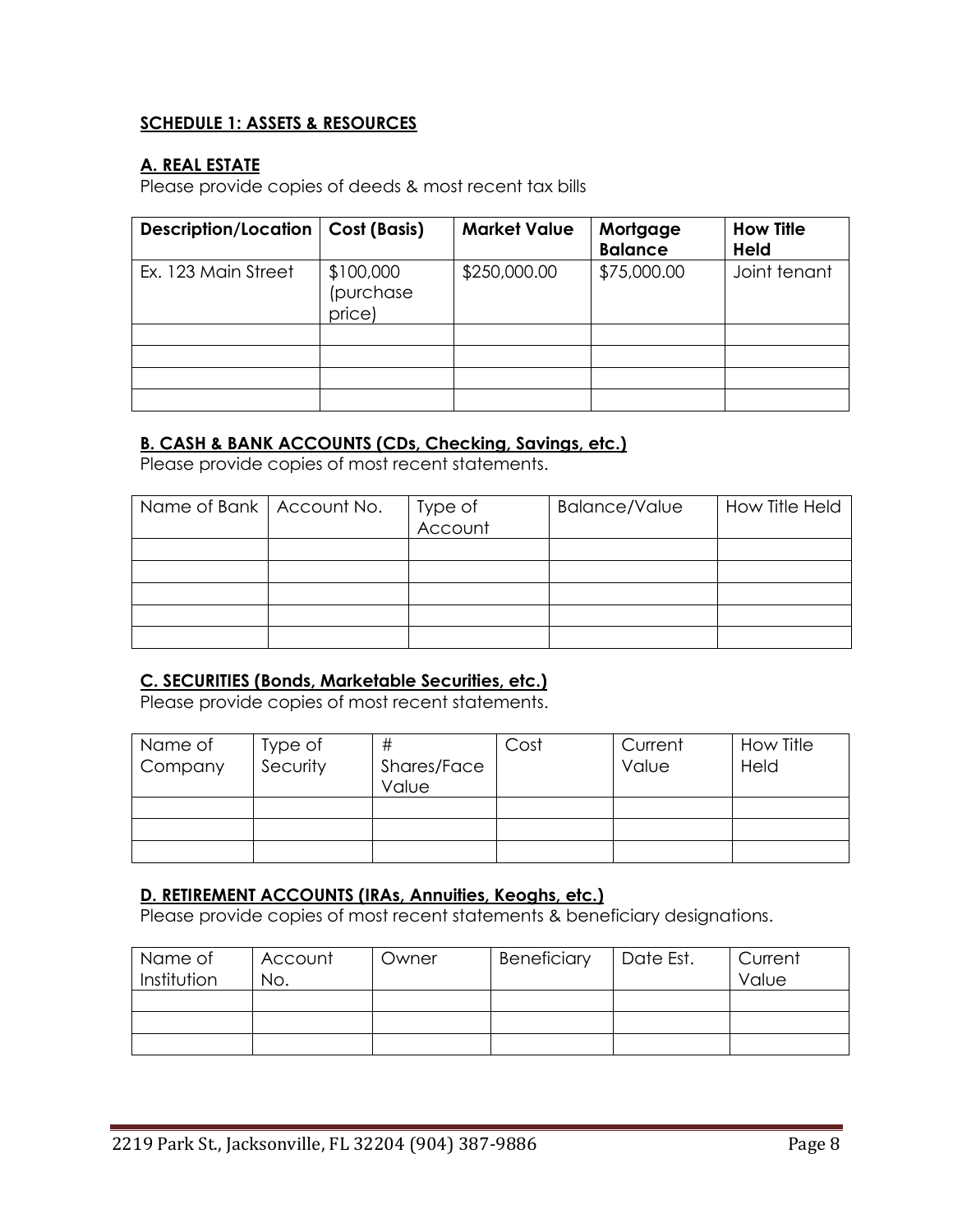**SCHEDULE 1: ASSETS & RESOURCES**

**A. REAL ESTATE**

Please provide copies of deeds & most recent tax bills

| Description/Location | Cost (Basis) | Market Value | Mortgage Balance | How Title Held |
|---|---|---|---|---|
| Ex. 123 Main Street | $100,000 (purchase price) | $250,000.00 | $75,000.00 | Joint tenant |
| | | | | |
| | | | | |
| | | | | |
| | | | | |

**B. CASH & BANK ACCOUNTS (CDs, Checking, Savings, etc.)**

Please provide copies of most recent statements.

| Name of Bank | Account No. | Type of Account | Balance/Value | How Title Held |
|---|---|---|---|---|
| | | | | |
| | | | | |
| | | | | |
| | | | | |
| | | | | |

**C. SECURITIES (Bonds, Marketable Securities, etc.)**

Please provide copies of most recent statements.

| Name of Company | Type of Security | # Shares/Face Value | Cost | Current Value | How Title Held |
|---|---|---|---|---|---|
| | | | | | |
| | | | | | |
| | | | | | |

**D. RETIREMENT ACCOUNTS (IRAs, Annuities, Keoghs, etc.)**

Please provide copies of most recent statements & beneficiary designations.

| Name of Institution | Account No. | Owner | Beneficiary | Date Est. | Current Value |
|---|---|---|---|---|---|
| | | | | | |
| | | | | | |
| | | | | | |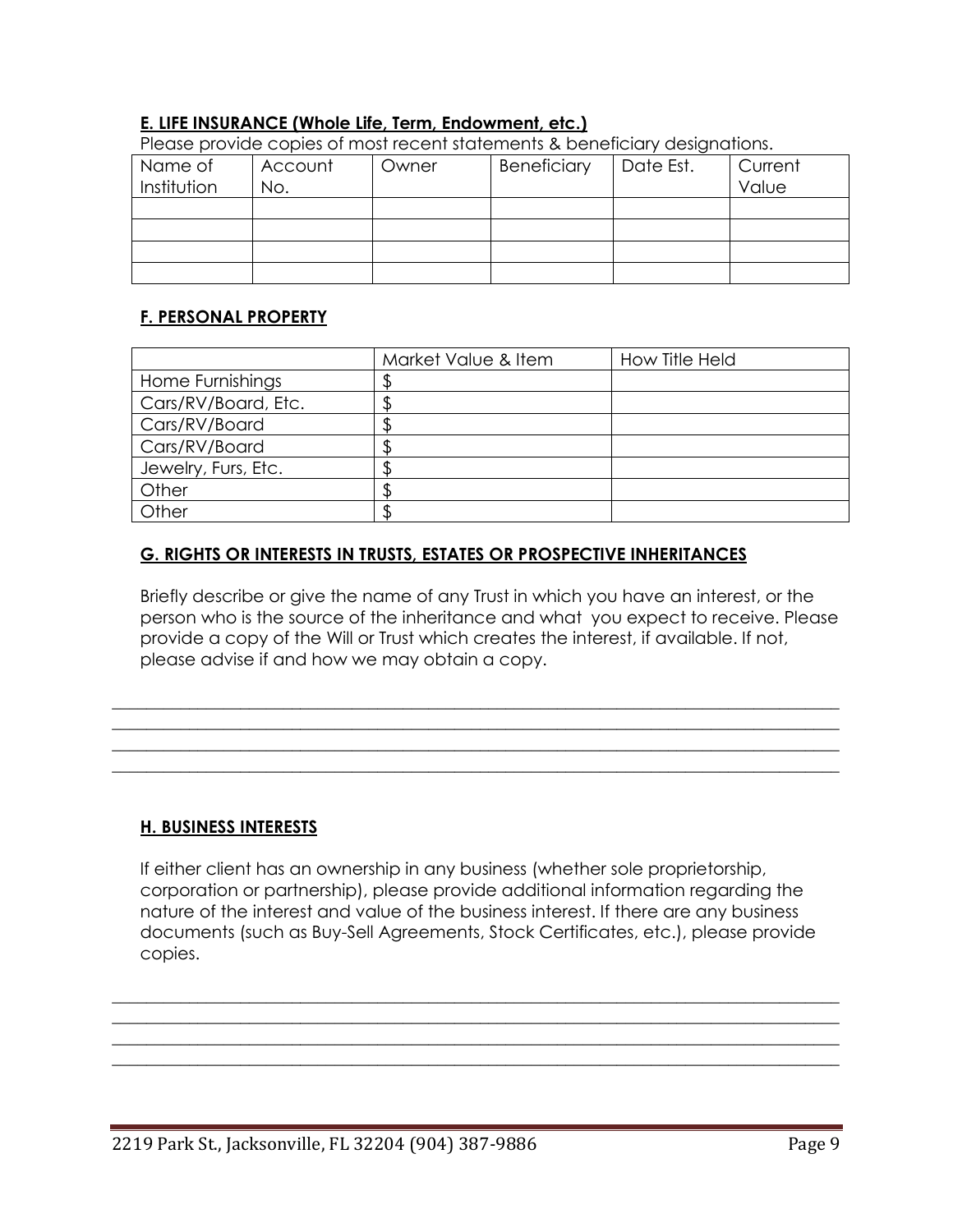## E. LIFE INSURANCE (Whole Life, Term, Endowment, etc.)

Please provide copies of most recent statements & beneficiary designations.

| Name of Institution | Account No. | Owner | Beneficiary | Date Est. | Current Value |
|---|---|---|---|---|---|
| | | | | | |
| | | | | | |
| | | | | | |
| | | | | | |

## F. PERSONAL PROPERTY

| | Market Value & Item | How Title Held |
|---|---|---|
| Home Furnishings | $ | |
| Cars/RV/Board, Etc. | $ | |
| Cars/RV/Board | $ | |
| Cars/RV/Board | $ | |
| Jewelry, Furs, Etc. | $ | |
| Other | $ | |
| Other | $ | |

## G. RIGHTS OR INTERESTS IN TRUSTS, ESTATES OR PROSPECTIVE INHERITANCES

Briefly describe or give the name of any Trust in which you have an interest, or the person who is the source of the inheritance and what you expect to receive. Please provide a copy of the Will or Trust which creates the interest, if available. If not, please advise if and how we may obtain a copy.

______________________________________________________________________________
______________________________________________________________________________
______________________________________________________________________________
______________________________________________________________________________

## H. BUSINESS INTERESTS

If either client has an ownership in any business (whether sole proprietorship, corporation or partnership), please provide additional information regarding the nature of the interest and value of the business interest. If there are any business documents (such as Buy-Sell Agreements, Stock Certificates, etc.), please provide copies.

______________________________________________________________________________
______________________________________________________________________________
______________________________________________________________________________
______________________________________________________________________________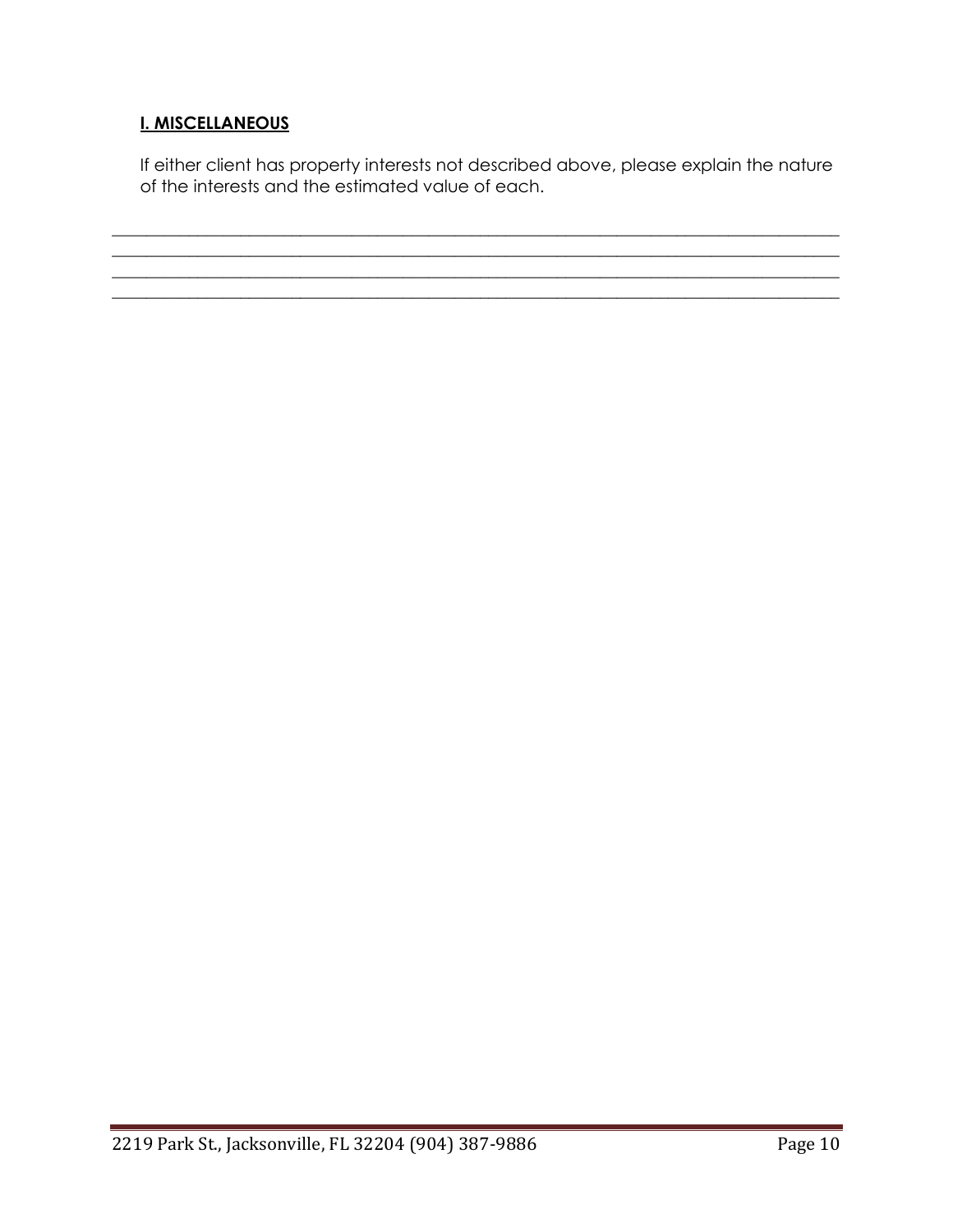## I. MISCELLANEOUS

If either client has property interests not described above, please explain the nature of the interests and the estimated value of each.

_______________________________________________________________________________
_______________________________________________________________________________
_______________________________________________________________________________
_______________________________________________________________________________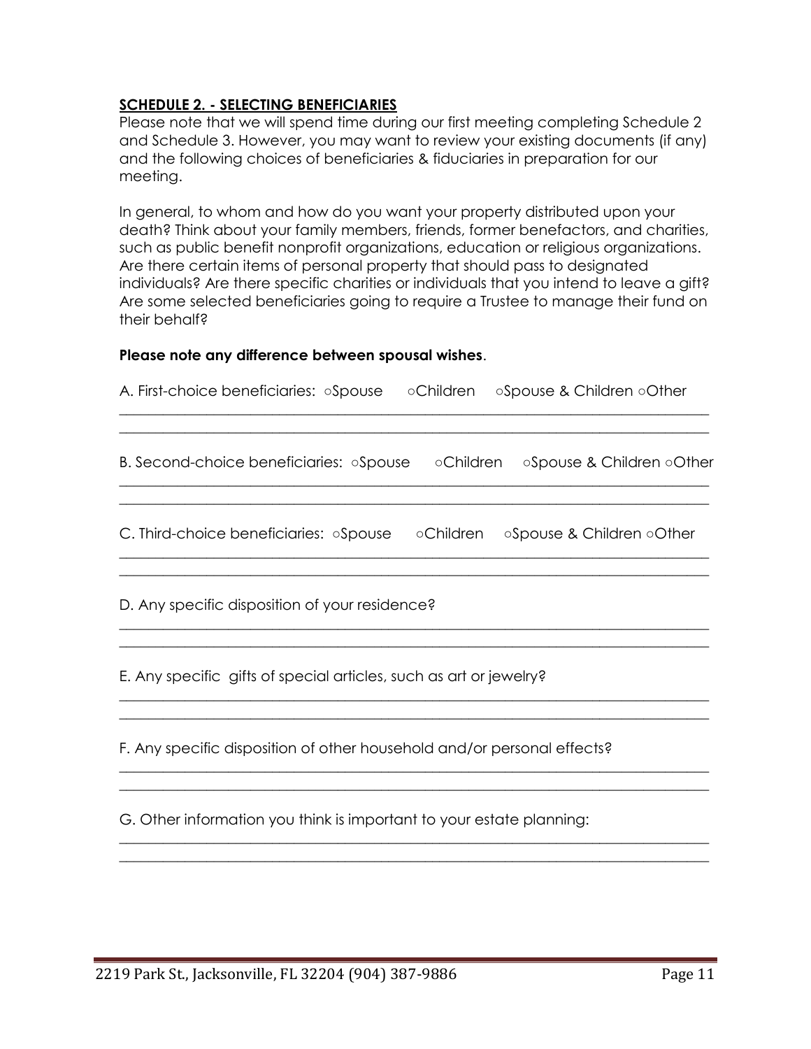## SCHEDULE 2. - SELECTING BENEFICIARIES

Please note that we will spend time during our first meeting completing Schedule 2 and Schedule 3. However, you may want to review your existing documents (if any) and the following choices of beneficiaries & fiduciaries in preparation for our meeting.

In general, to whom and how do you want your property distributed upon your death? Think about your family members, friends, former benefactors, and charities, such as public benefit nonprofit organizations, education or religious organizations. Are there certain items of personal property that should pass to designated individuals? Are there specific charities or individuals that you intend to leave a gift? Are some selected beneficiaries going to require a Trustee to manage their fund on their behalf?

**Please note any difference between spousal wishes**.

A. First-choice beneficiaries: ○Spouse ○Children ○Spouse & Children ○Other

_______________________________________________________________________________

_______________________________________________________________________________

B. Second-choice beneficiaries: ○Spouse ○Children ○Spouse & Children ○Other

_______________________________________________________________________________

_______________________________________________________________________________

C. Third-choice beneficiaries: ○Spouse ○Children ○Spouse & Children ○Other

_______________________________________________________________________________

_______________________________________________________________________________

D. Any specific disposition of your residence?

_______________________________________________________________________________

_______________________________________________________________________________

E. Any specific gifts of special articles, such as art or jewelry?

_______________________________________________________________________________

_______________________________________________________________________________

F. Any specific disposition of other household and/or personal effects?

_______________________________________________________________________________

_______________________________________________________________________________

G. Other information you think is important to your estate planning:

_______________________________________________________________________________

_______________________________________________________________________________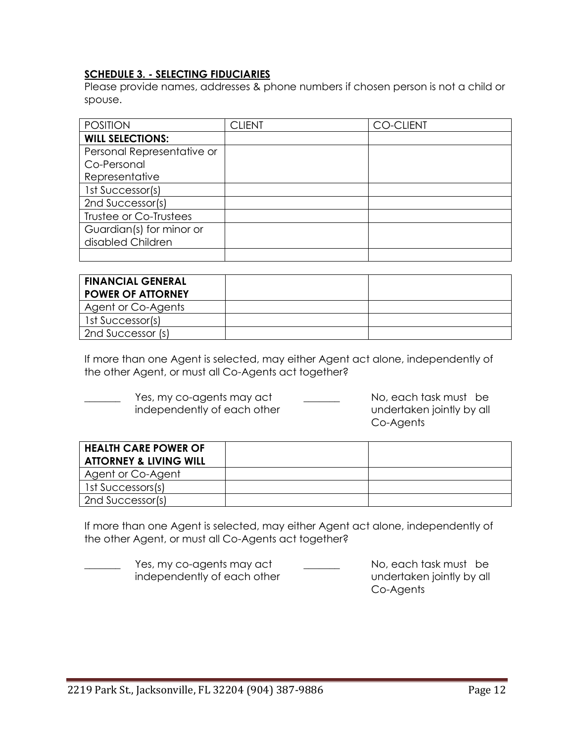**SCHEDULE 3. - SELECTING FIDUCIARIES**

Please provide names, addresses & phone numbers if chosen person is not a child or spouse.

| POSITION | CLIENT | CO-CLIENT |
| --- | --- | --- |
| **WILL SELECTIONS:** | | |
| Personal Representative or Co-Personal Representative | | |
| 1st Successor(s) | | |
| 2nd Successor(s) | | |
| Trustee or Co-Trustees | | |
| Guardian(s) for minor or disabled Children | | |
| | | |

| | | |
| --- | --- | --- |
| **FINANCIAL GENERAL POWER OF ATTORNEY** | | |
| Agent or Co-Agents | | |
| 1st Successor(s) | | |
| 2nd Successor (s) | | |

If more than one Agent is selected, may either Agent act alone, independently of the other Agent, or must all Co-Agents act together?

_______ Yes, my co-agents may act independently of each other

_______ No, each task must be undertaken jointly by all Co-Agents

| | | |
| --- | --- | --- |
| **HEALTH CARE POWER OF ATTORNEY & LIVING WILL** | | |
| Agent or Co-Agent | | |
| 1st Successors(s) | | |
| 2nd Successor(s) | | |

If more than one Agent is selected, may either Agent act alone, independently of the other Agent, or must all Co-Agents act together?

_______ Yes, my co-agents may act independently of each other

_______ No, each task must be undertaken jointly by all Co-Agents

2219 Park St., Jacksonville, FL 32204 (904) 387-9886